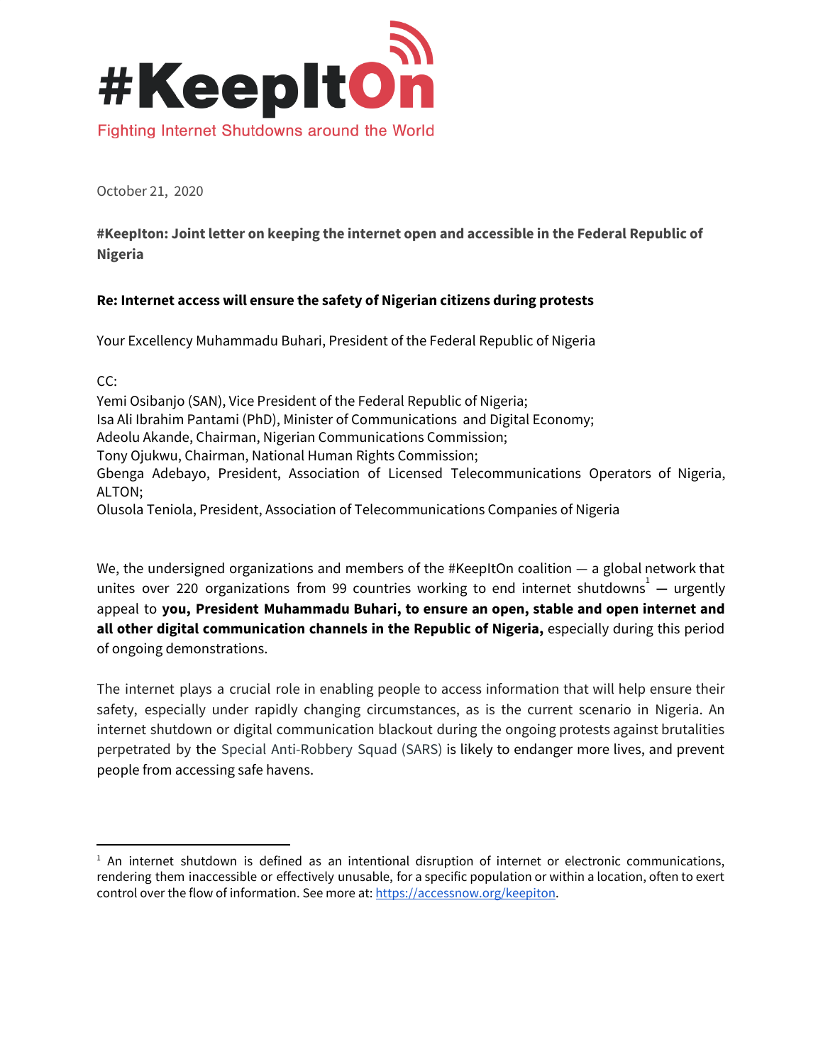# #KeepItOn

Fighting Internet Shutdowns around the World

October 21, 2020

**#KeepIton: Joint letter on keeping the internet open and accessible in the Federal Republic of Nigeria**

**Re: Internet access will ensure the safety of Nigerian citizens during protests**

Your Excellency Muhammadu Buhari, President of the Federal Republic of Nigeria

CC:
Yemi Osibanjo (SAN), Vice President of the Federal Republic of Nigeria;
Isa Ali Ibrahim Pantami (PhD), Minister of Communications and Digital Economy;
Adeolu Akande, Chairman, Nigerian Communications Commission;
Tony Ojukwu, Chairman, National Human Rights Commission;
Gbenga Adebayo, President, Association of Licensed Telecommunications Operators of Nigeria, ALTON;
Olusola Teniola, President, Association of Telecommunications Companies of Nigeria

We, the undersigned organizations and members of the #KeepItOn coalition — a global network that unites over 220 organizations from 99 countries working to end internet shutdowns[1] — urgently appeal to **you, President Muhammadu Buhari, to ensure an open, stable and open internet and all other digital communication channels in the Republic of Nigeria,** especially during this period of ongoing demonstrations.

The internet plays a crucial role in enabling people to access information that will help ensure their safety, especially under rapidly changing circumstances, as is the current scenario in Nigeria. An internet shutdown or digital communication blackout during the ongoing protests against brutalities perpetrated by the Special Anti-Robbery Squad (SARS) is likely to endanger more lives, and prevent people from accessing safe havens.

---

[1] An internet shutdown is defined as an intentional disruption of internet or electronic communications, rendering them inaccessible or effectively unusable, for a specific population or within a location, often to exert control over the flow of information. See more at: https://accessnow.org/keepiton.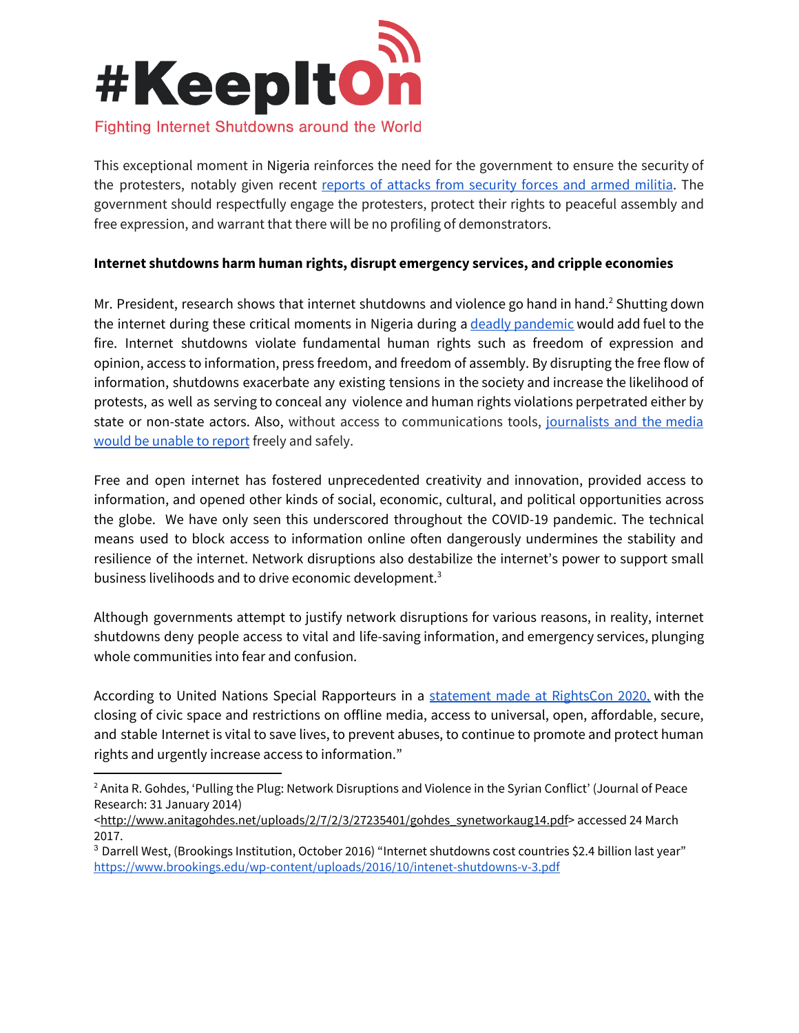This exceptional moment in Nigeria reinforces the need for the government to ensure the security of the protesters, notably given recent [reports of attacks from security forces and armed militia](). The government should respectfully engage the protesters, protect their rights to peaceful assembly and free expression, and warrant that there will be no profiling of demonstrators.

**Internet shutdowns harm human rights, disrupt emergency services, and cripple economies**

Mr. President, research shows that internet shutdowns and violence go hand in hand.[2] Shutting down the internet during these critical moments in Nigeria during a [deadly pandemic]() would add fuel to the fire. Internet shutdowns violate fundamental human rights such as freedom of expression and opinion, access to information, press freedom, and freedom of assembly. By disrupting the free flow of information, shutdowns exacerbate any existing tensions in the society and increase the likelihood of protests, as well as serving to conceal any violence and human rights violations perpetrated either by state or non-state actors. Also, without access to communications tools, [journalists and the media would be unable to report]() freely and safely.

Free and open internet has fostered unprecedented creativity and innovation, provided access to information, and opened other kinds of social, economic, cultural, and political opportunities across the globe. We have only seen this underscored throughout the COVID-19 pandemic. The technical means used to block access to information online often dangerously undermines the stability and resilience of the internet. Network disruptions also destabilize the internet's power to support small business livelihoods and to drive economic development.[3]

Although governments attempt to justify network disruptions for various reasons, in reality, internet shutdowns deny people access to vital and life-saving information, and emergency services, plunging whole communities into fear and confusion.

According to United Nations Special Rapporteurs in a [statement made at RightsCon 2020,]() with the closing of civic space and restrictions on offline media, access to universal, open, affordable, secure, and stable Internet is vital to save lives, to prevent abuses, to continue to promote and protect human rights and urgently increase access to information."

---

[2] Anita R. Gohdes, 'Pulling the Plug: Network Disruptions and Violence in the Syrian Conflict' (Journal of Peace Research: 31 January 2014) <http://www.anitagohdes.net/uploads/2/7/2/3/27235401/gohdes_synetworkaug14.pdf> accessed 24 March 2017.

[3] Darrell West, (Brookings Institution, October 2016) "Internet shutdowns cost countries $2.4 billion last year" https://www.brookings.edu/wp-content/uploads/2016/10/intenet-shutdowns-v-3.pdf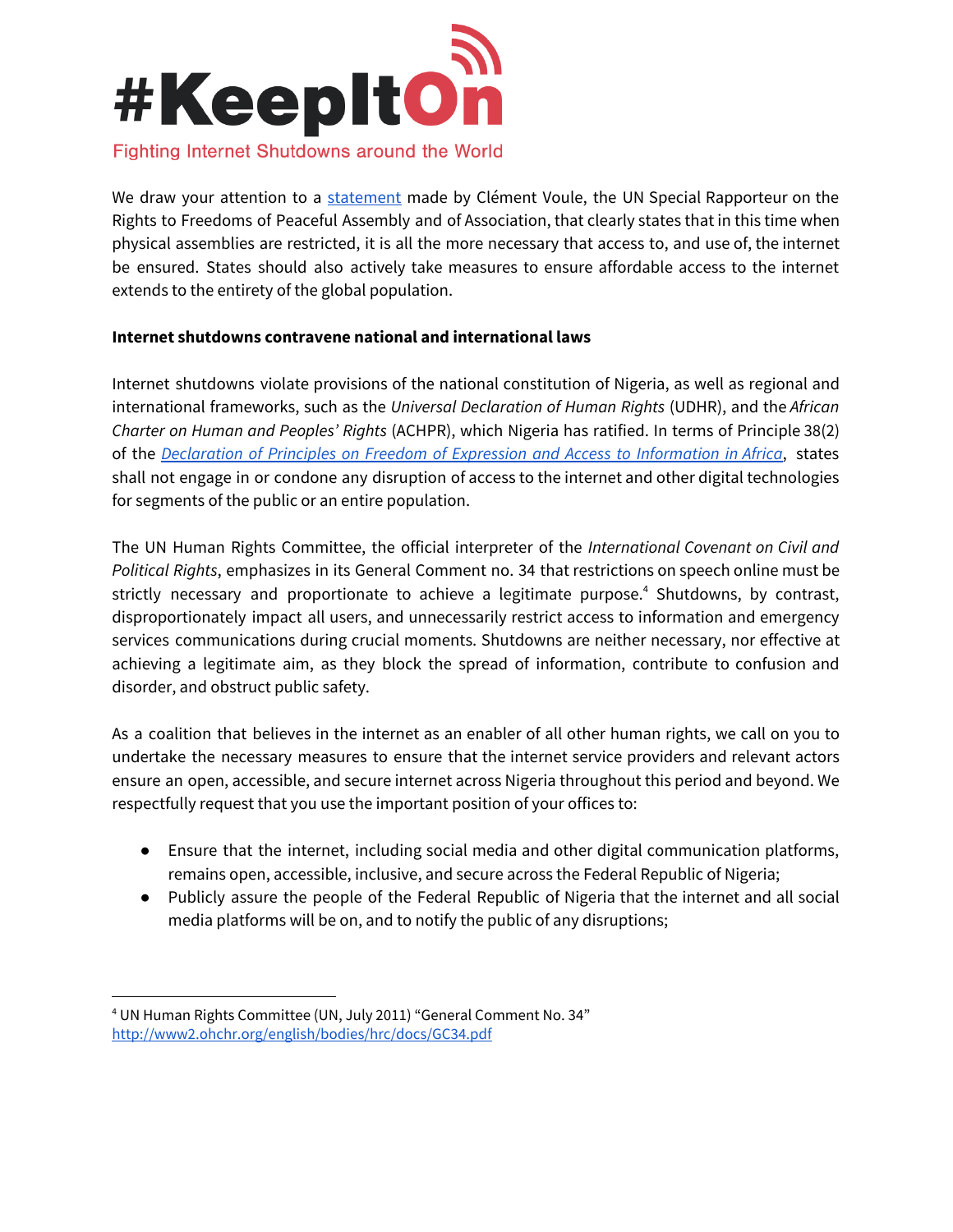We draw your attention to a [statement](statement) made by Clément Voule, the UN Special Rapporteur on the Rights to Freedoms of Peaceful Assembly and of Association, that clearly states that in this time when physical assemblies are restricted, it is all the more necessary that access to, and use of, the internet be ensured. States should also actively take measures to ensure affordable access to the internet extends to the entirety of the global population.

**Internet shutdowns contravene national and international laws**

Internet shutdowns violate provisions of the national constitution of Nigeria, as well as regional and international frameworks, such as the *Universal Declaration of Human Rights* (UDHR), and the *African Charter on Human and Peoples' Rights* (ACHPR), which Nigeria has ratified. In terms of Principle 38(2) of the *Declaration of Principles on Freedom of Expression and Access to Information in Africa*, states shall not engage in or condone any disruption of access to the internet and other digital technologies for segments of the public or an entire population.

The UN Human Rights Committee, the official interpreter of the *International Covenant on Civil and Political Rights*, emphasizes in its General Comment no. 34 that restrictions on speech online must be strictly necessary and proportionate to achieve a legitimate purpose.[4] Shutdowns, by contrast, disproportionately impact all users, and unnecessarily restrict access to information and emergency services communications during crucial moments. Shutdowns are neither necessary, nor effective at achieving a legitimate aim, as they block the spread of information, contribute to confusion and disorder, and obstruct public safety.

As a coalition that believes in the internet as an enabler of all other human rights, we call on you to undertake the necessary measures to ensure that the internet service providers and relevant actors ensure an open, accessible, and secure internet across Nigeria throughout this period and beyond. We respectfully request that you use the important position of your offices to:

- Ensure that the internet, including social media and other digital communication platforms, remains open, accessible, inclusive, and secure across the Federal Republic of Nigeria;
- Publicly assure the people of the Federal Republic of Nigeria that the internet and all social media platforms will be on, and to notify the public of any disruptions;

---

[4] UN Human Rights Committee (UN, July 2011) "General Comment No. 34" http://www2.ohchr.org/english/bodies/hrc/docs/GC34.pdf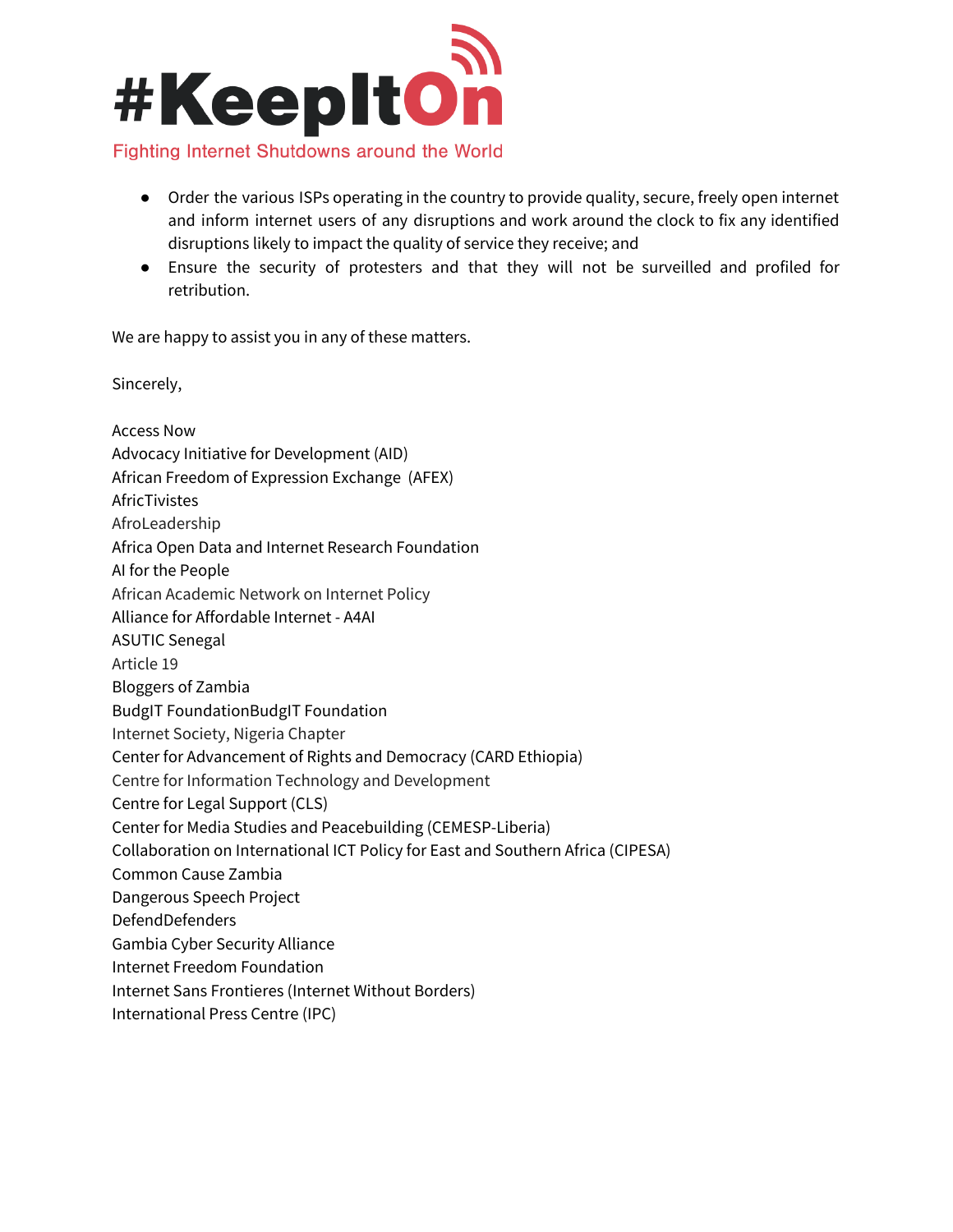- Order the various ISPs operating in the country to provide quality, secure, freely open internet and inform internet users of any disruptions and work around the clock to fix any identified disruptions likely to impact the quality of service they receive; and
- Ensure the security of protesters and that they will not be surveilled and profiled for retribution.

We are happy to assist you in any of these matters.

Sincerely,

Access Now
Advocacy Initiative for Development (AID)
African Freedom of Expression Exchange (AFEX)
AfricTivistes
AfroLeadership
Africa Open Data and Internet Research Foundation
AI for the People
African Academic Network on Internet Policy
Alliance for Affordable Internet - A4AI
ASUTIC Senegal
Article 19
Bloggers of Zambia
BudgIT FoundationBudgIT Foundation
Internet Society, Nigeria Chapter
Center for Advancement of Rights and Democracy (CARD Ethiopia)
Centre for Information Technology and Development
Centre for Legal Support (CLS)
Center for Media Studies and Peacebuilding (CEMESP-Liberia)
Collaboration on International ICT Policy for East and Southern Africa (CIPESA)
Common Cause Zambia
Dangerous Speech Project
DefendDefenders
Gambia Cyber Security Alliance
Internet Freedom Foundation
Internet Sans Frontieres (Internet Without Borders)
International Press Centre (IPC)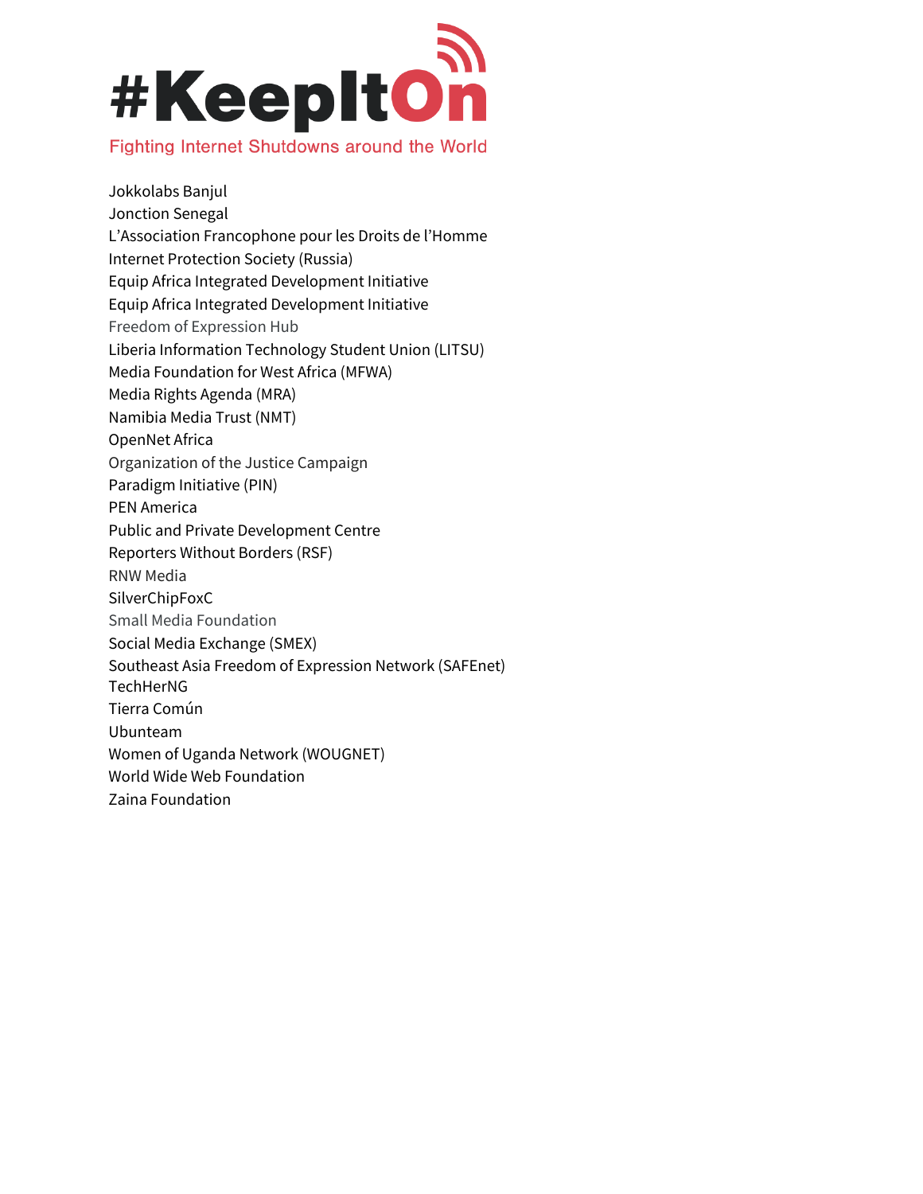# #KeepItOn

Fighting Internet Shutdowns around the World

Jokkolabs Banjul
Jonction Senegal
L'Association Francophone pour les Droits de l'Homme
Internet Protection Society (Russia)
Equip Africa Integrated Development Initiative
Equip Africa Integrated Development Initiative
Freedom of Expression Hub
Liberia Information Technology Student Union (LITSU)
Media Foundation for West Africa (MFWA)
Media Rights Agenda (MRA)
Namibia Media Trust (NMT)
OpenNet Africa
Organization of the Justice Campaign
Paradigm Initiative (PIN)
PEN America
Public and Private Development Centre
Reporters Without Borders (RSF)
RNW Media
SilverChipFoxC
Small Media Foundation
Social Media Exchange (SMEX)
Southeast Asia Freedom of Expression Network (SAFEnet)
TechHerNG
Tierra Común
Ubunteam
Women of Uganda Network (WOUGNET)
World Wide Web Foundation
Zaina Foundation